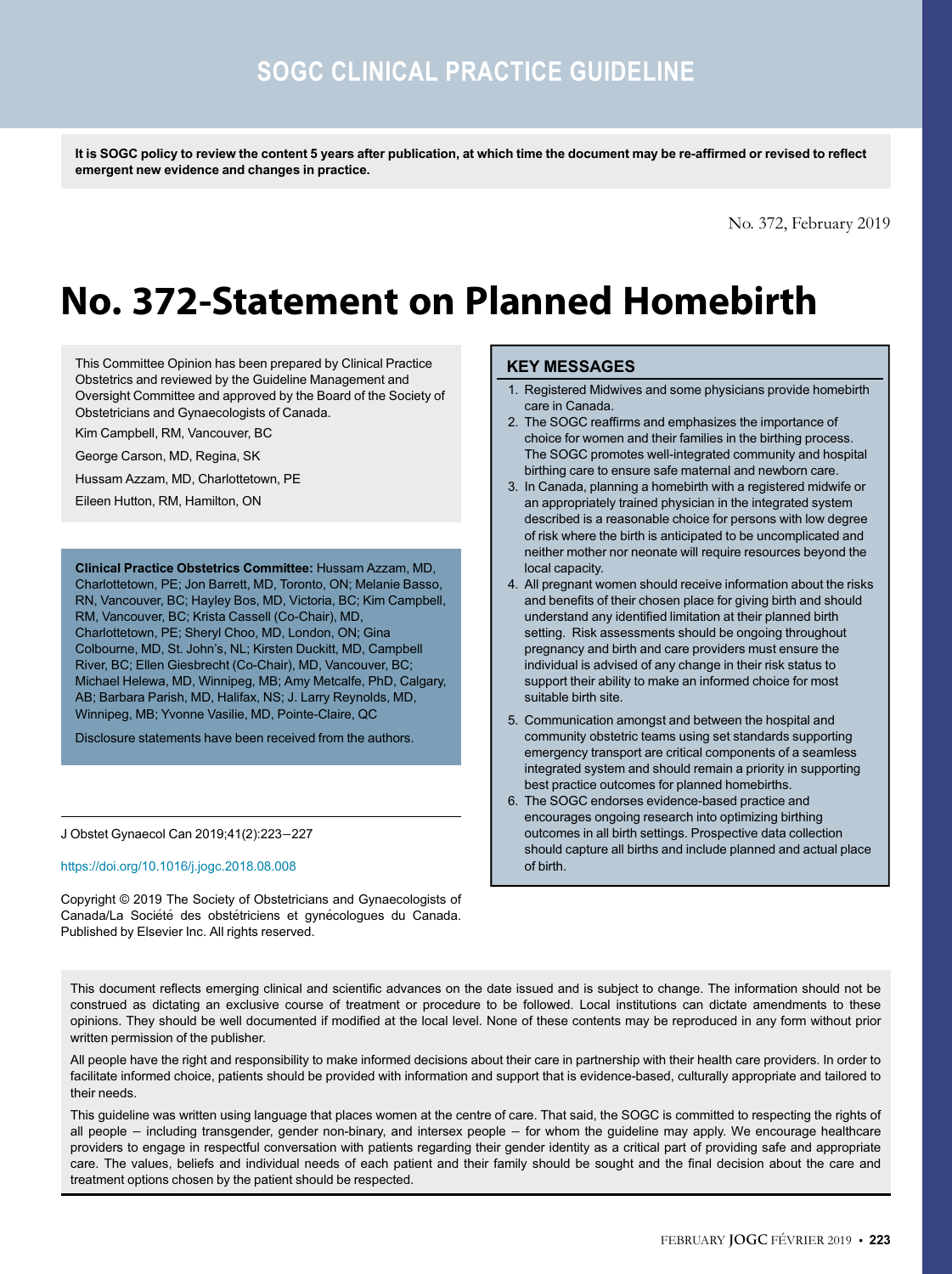SOGC CLINICAL PRACTICE GUIDELINE

**It is SOGC policy to review the content 5 years after publication, at which time the document may be re-affirmed or revised to reflect emergent new evidence and changes in practice.**

No. 372, February 2019

# No. 372-Statement on Planned Homebirth

This Committee Opinion has been prepared by Clinical Practice Obstetrics and reviewed by the Guideline Management and Oversight Committee and approved by the Board of the Society of Obstetricians and Gynaecologists of Canada.

Kim Campbell, RM, Vancouver, BC

George Carson, MD, Regina, SK

Hussam Azzam, MD, Charlottetown, PE

Eileen Hutton, RM, Hamilton, ON

**Clinical Practice Obstetrics Committee:** Hussam Azzam, MD, Charlottetown, PE; Jon Barrett, MD, Toronto, ON; Melanie Basso, RN, Vancouver, BC; Hayley Bos, MD, Victoria, BC; Kim Campbell, RM, Vancouver, BC; Krista Cassell (Co-Chair), MD, Charlottetown, PE; Sheryl Choo, MD, London, ON; Gina Colbourne, MD, St. John's, NL; Kirsten Duckitt, MD, Campbell River, BC; Ellen Giesbrecht (Co-Chair), MD, Vancouver, BC; Michael Helewa, MD, Winnipeg, MB; Amy Metcalfe, PhD, Calgary, AB; Barbara Parish, MD, Halifax, NS; J. Larry Reynolds, MD, Winnipeg, MB; Yvonne Vasilie, MD, Pointe-Claire, QC

Disclosure statements have been received from the authors.

J Obstet Gynaecol Can 2019;41(2):223−227

https://doi.org/10.1016/j.jogc.2018.08.008

Copyright © 2019 The Society of Obstetricians and Gynaecologists of Canada/La Société des obstétriciens et gynécologues du Canada. Published by Elsevier Inc. All rights reserved.

## KEY MESSAGES

1. Registered Midwives and some physicians provide homebirth care in Canada.
2. The SOGC reaffirms and emphasizes the importance of choice for women and their families in the birthing process. The SOGC promotes well-integrated community and hospital birthing care to ensure safe maternal and newborn care.
3. In Canada, planning a homebirth with a registered midwife or an appropriately trained physician in the integrated system described is a reasonable choice for persons with low degree of risk where the birth is anticipated to be uncomplicated and neither mother nor neonate will require resources beyond the local capacity.
4. All pregnant women should receive information about the risks and benefits of their chosen place for giving birth and should understand any identified limitation at their planned birth setting. Risk assessments should be ongoing throughout pregnancy and birth and care providers must ensure the individual is advised of any change in their risk status to support their ability to make an informed choice for most suitable birth site.
5. Communication amongst and between the hospital and community obstetric teams using set standards supporting emergency transport are critical components of a seamless integrated system and should remain a priority in supporting best practice outcomes for planned homebirths.
6. The SOGC endorses evidence-based practice and encourages ongoing research into optimizing birthing outcomes in all birth settings. Prospective data collection should capture all births and include planned and actual place of birth.

This document reflects emerging clinical and scientific advances on the date issued and is subject to change. The information should not be construed as dictating an exclusive course of treatment or procedure to be followed. Local institutions can dictate amendments to these opinions. They should be well documented if modified at the local level. None of these contents may be reproduced in any form without prior written permission of the publisher.

All people have the right and responsibility to make informed decisions about their care in partnership with their health care providers. In order to facilitate informed choice, patients should be provided with information and support that is evidence-based, culturally appropriate and tailored to their needs.

This guideline was written using language that places women at the centre of care. That said, the SOGC is committed to respecting the rights of all people – including transgender, gender non-binary, and intersex people – for whom the guideline may apply. We encourage healthcare providers to engage in respectful conversation with patients regarding their gender identity as a critical part of providing safe and appropriate care. The values, beliefs and individual needs of each patient and their family should be sought and the final decision about the care and treatment options chosen by the patient should be respected.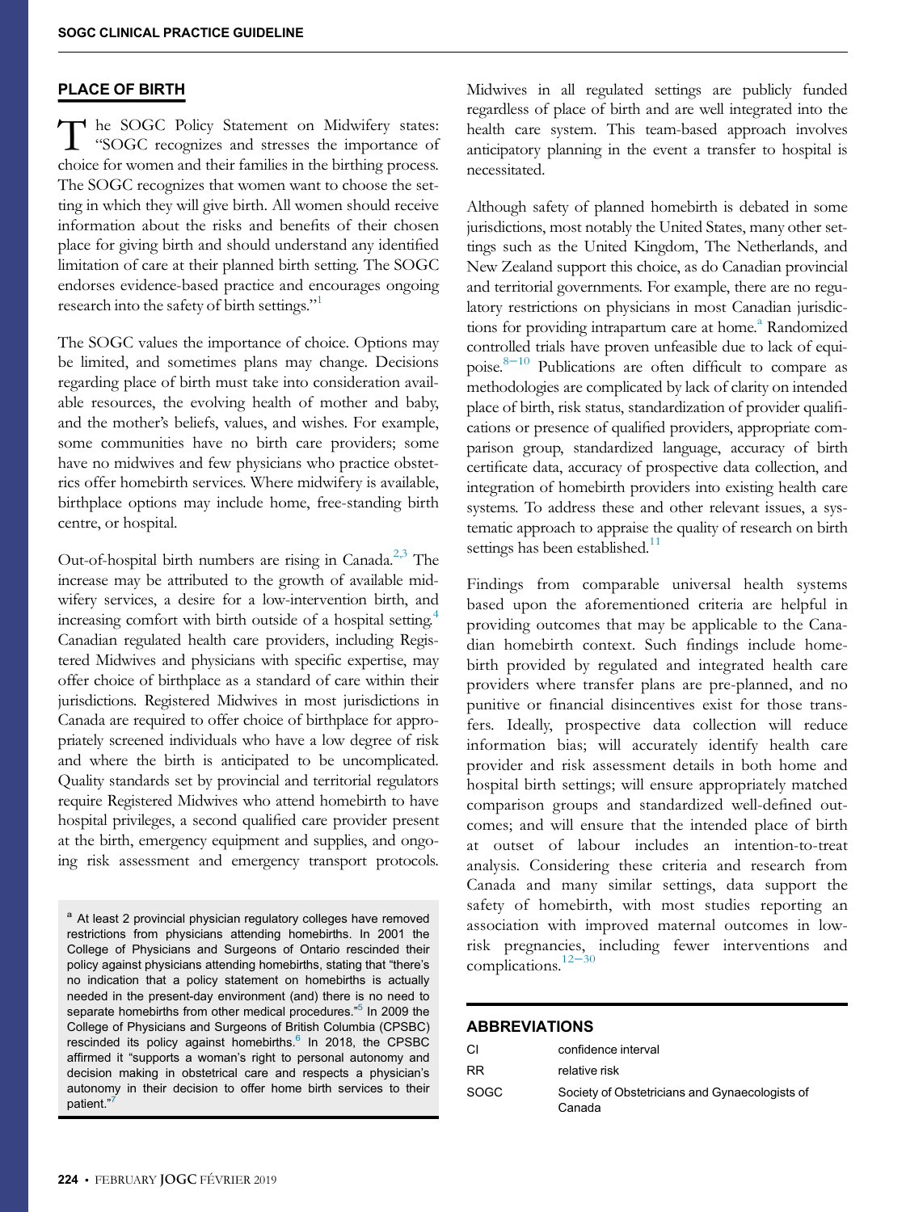## PLACE OF BIRTH

The SOGC Policy Statement on Midwifery states: "SOGC recognizes and stresses the importance of choice for women and their families in the birthing process. The SOGC recognizes that women want to choose the setting in which they will give birth. All women should receive information about the risks and benefits of their chosen place for giving birth and should understand any identified limitation of care at their planned birth setting. The SOGC endorses evidence-based practice and encourages ongoing research into the safety of birth settings."[1]

The SOGC values the importance of choice. Options may be limited, and sometimes plans may change. Decisions regarding place of birth must take into consideration available resources, the evolving health of mother and baby, and the mother's beliefs, values, and wishes. For example, some communities have no birth care providers; some have no midwives and few physicians who practice obstetrics offer homebirth services. Where midwifery is available, birthplace options may include home, free-standing birth centre, or hospital.

Out-of-hospital birth numbers are rising in Canada.[2,3] The increase may be attributed to the growth of available midwifery services, a desire for a low-intervention birth, and increasing comfort with birth outside of a hospital setting.[4] Canadian regulated health care providers, including Registered Midwives and physicians with specific expertise, may offer choice of birthplace as a standard of care within their jurisdictions. Registered Midwives in most jurisdictions in Canada are required to offer choice of birthplace for appropriately screened individuals who have a low degree of risk and where the birth is anticipated to be uncomplicated. Quality standards set by provincial and territorial regulators require Registered Midwives who attend homebirth to have hospital privileges, a second qualified care provider present at the birth, emergency equipment and supplies, and ongoing risk assessment and emergency transport protocols. Midwives in all regulated settings are publicly funded regardless of place of birth and are well integrated into the health care system. This team-based approach involves anticipatory planning in the event a transfer to hospital is necessitated.

Although safety of planned homebirth is debated in some jurisdictions, most notably the United States, many other settings such as the United Kingdom, The Netherlands, and New Zealand support this choice, as do Canadian provincial and territorial governments. For example, there are no regulatory restrictions on physicians in most Canadian jurisdictions for providing intrapartum care at home.[a] Randomized controlled trials have proven unfeasible due to lack of equipoise.[8–10] Publications are often difficult to compare as methodologies are complicated by lack of clarity on intended place of birth, risk status, standardization of provider qualifications or presence of qualified providers, appropriate comparison group, standardized language, accuracy of birth certificate data, accuracy of prospective data collection, and integration of homebirth providers into existing health care systems. To address these and other relevant issues, a systematic approach to appraise the quality of research on birth settings has been established.[11]

Findings from comparable universal health systems based upon the aforementioned criteria are helpful in providing outcomes that may be applicable to the Canadian homebirth context. Such findings include homebirth provided by regulated and integrated health care providers where transfer plans are pre-planned, and no punitive or financial disincentives exist for those transfers. Ideally, prospective data collection will reduce information bias; will accurately identify health care provider and risk assessment details in both home and hospital birth settings; will ensure appropriately matched comparison groups and standardized well-defined outcomes; and will ensure that the intended place of birth at outset of labour includes an intention-to-treat analysis. Considering these criteria and research from Canada and many similar settings, data support the safety of homebirth, with most studies reporting an association with improved maternal outcomes in low-risk pregnancies, including fewer interventions and complications.[12–30]

[a] At least 2 provincial physician regulatory colleges have removed restrictions from physicians attending homebirths. In 2001 the College of Physicians and Surgeons of Ontario rescinded their policy against physicians attending homebirths, stating that "there's no indication that a policy statement on homebirths is actually needed in the present-day environment (and) there is no need to separate homebirths from other medical procedures."[5] In 2009 the College of Physicians and Surgeons of British Columbia (CPSBC) rescinded its policy against homebirths.[6] In 2018, the CPSBC affirmed it "supports a woman's right to personal autonomy and decision making in obstetrical care and respects a physician's autonomy in their decision to offer home birth services to their patient."[7]

## ABBREVIATIONS

| | |
|---|---|
| CI | confidence interval |
| RR | relative risk |
| SOGC | Society of Obstetricians and Gynaecologists of Canada |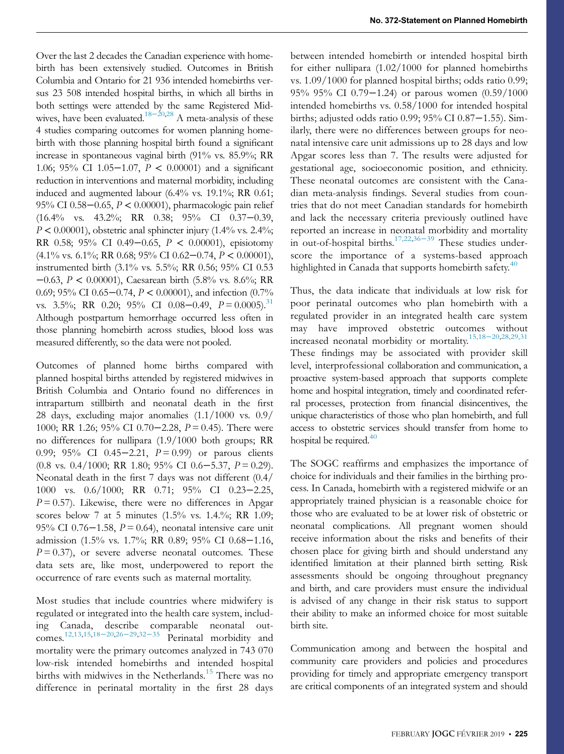Over the last 2 decades the Canadian experience with homebirth has been extensively studied. Outcomes in British Columbia and Ontario for 21 936 intended homebirths versus 23 508 intended hospital births, in which all births in both settings were attended by the same Registered Midwives, have been evaluated.[18–20,28] A meta-analysis of these 4 studies comparing outcomes for women planning homebirth with those planning hospital birth found a significant increase in spontaneous vaginal birth (91% vs. 85.9%; RR 1.06; 95% CI 1.05−1.07, $P < 0.00001$) and a significant reduction in interventions and maternal morbidity, including induced and augmented labour (6.4% vs. 19.1%; RR 0.61; 95% CI 0.58−0.65, $P < 0.00001$), pharmacologic pain relief (16.4% vs. 43.2%; RR 0.38; 95% CI 0.37−0.39, $P < 0.00001$), obstetric anal sphincter injury (1.4% vs. 2.4%; RR 0.58; 95% CI 0.49−0.65, $P < 0.00001$), episiotomy (4.1% vs. 6.1%; RR 0.68; 95% CI 0.62−0.74, $P < 0.00001$), instrumented birth (3.1% vs. 5.5%; RR 0.56; 95% CI 0.53−0.63, $P < 0.00001$), Caesarean birth (5.8% vs. 8.6%; RR 0.69; 95% CI 0.65−0.74, $P < 0.00001$), and infection (0.7% vs. 3.5%; RR 0.20; 95% CI 0.08−0.49, $P = 0.0005$).[31] Although postpartum hemorrhage occurred less often in those planning homebirth across studies, blood loss was measured differently, so the data were not pooled.

Outcomes of planned home births compared with planned hospital births attended by registered midwives in British Columbia and Ontario found no differences in intrapartum stillbirth and neonatal death in the first 28 days, excluding major anomalies (1.1/1000 vs. 0.9/1000; RR 1.26; 95% CI 0.70−2.28, $P = 0.45$). There were no differences for nullipara (1.9/1000 both groups; RR 0.99; 95% CI 0.45−2.21, $P = 0.99$) or parous clients (0.8 vs. 0.4/1000; RR 1.80; 95% CI 0.6−5.37, $P = 0.29$). Neonatal death in the first 7 days was not different (0.4/1000 vs. 0.6/1000; RR 0.71; 95% CI 0.23−2.25, $P = 0.57$). Likewise, there were no differences in Apgar scores below 7 at 5 minutes (1.5% vs. 1.4.%; RR 1.09; 95% CI 0.76−1.58, $P = 0.64$), neonatal intensive care unit admission (1.5% vs. 1.7%; RR 0.89; 95% CI 0.68−1.16, $P = 0.37$), or severe adverse neonatal outcomes. These data sets are, like most, underpowered to report the occurrence of rare events such as maternal mortality.

Most studies that include countries where midwifery is regulated or integrated into the health care system, including Canada, describe comparable neonatal outcomes.[12,13,15,18–20,26–29,32–35] Perinatal morbidity and mortality were the primary outcomes analyzed in 743 070 low-risk intended homebirths and intended hospital births with midwives in the Netherlands.[15] There was no difference in perinatal mortality in the first 28 days between intended homebirth or intended hospital birth for either nullipara (1.02/1000 for planned homebirths vs. 1.09/1000 for planned hospital births; odds ratio 0.99; 95% 95% CI 0.79−1.24) or parous women (0.59/1000 intended homebirths vs. 0.58/1000 for intended hospital births; adjusted odds ratio 0.99; 95% CI 0.87−1.55). Similarly, there were no differences between groups for neonatal intensive care unit admissions up to 28 days and low Apgar scores less than 7. The results were adjusted for gestational age, socioeconomic position, and ethnicity. These neonatal outcomes are consistent with the Canadian meta-analysis findings. Several studies from countries that do not meet Canadian standards for homebirth and lack the necessary criteria previously outlined have reported an increase in neonatal morbidity and mortality in out-of-hospital births.[17,22,36–39] These studies underscore the importance of a systems-based approach highlighted in Canada that supports homebirth safety.[40]

Thus, the data indicate that individuals at low risk for poor perinatal outcomes who plan homebirth with a regulated provider in an integrated health care system may have improved obstetric outcomes without increased neonatal morbidity or mortality.[15,18–20,28,29,31] These findings may be associated with provider skill level, interprofessional collaboration and communication, a proactive system-based approach that supports complete home and hospital integration, timely and coordinated referral processes, protection from financial disincentives, the unique characteristics of those who plan homebirth, and full access to obstetric services should transfer from home to hospital be required.[40]

The SOGC reaffirms and emphasizes the importance of choice for individuals and their families in the birthing process. In Canada, homebirth with a registered midwife or an appropriately trained physician is a reasonable choice for those who are evaluated to be at lower risk of obstetric or neonatal complications. All pregnant women should receive information about the risks and benefits of their chosen place for giving birth and should understand any identified limitation at their planned birth setting. Risk assessments should be ongoing throughout pregnancy and birth, and care providers must ensure the individual is advised of any change in their risk status to support their ability to make an informed choice for most suitable birth site.

Communication among and between the hospital and community care providers and policies and procedures providing for timely and appropriate emergency transport are critical components of an integrated system and should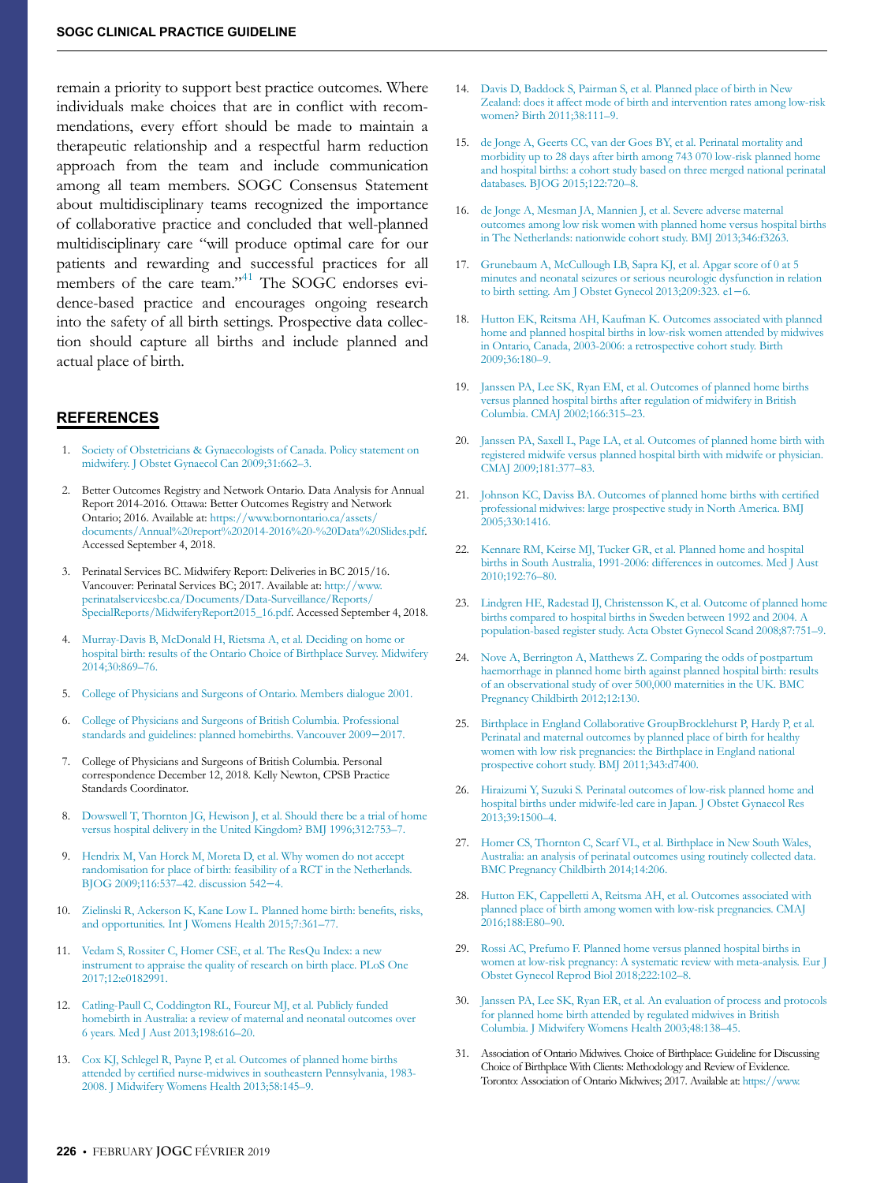remain a priority to support best practice outcomes. Where individuals make choices that are in conflict with recommendations, every effort should be made to maintain a therapeutic relationship and a respectful harm reduction approach from the team and include communication among all team members. SOGC Consensus Statement about multidisciplinary teams recognized the importance of collaborative practice and concluded that well-planned multidisciplinary care "will produce optimal care for our patients and rewarding and successful practices for all members of the care team."[41] The SOGC endorses evidence-based practice and encourages ongoing research into the safety of all birth settings. Prospective data collection should capture all births and include planned and actual place of birth.

## REFERENCES

1. Society of Obstetricians & Gynaecologists of Canada. Policy statement on midwifery. J Obstet Gynaecol Can 2009;31:662–3.
2. Better Outcomes Registry and Network Ontario. Data Analysis for Annual Report 2014-2016. Ottawa: Better Outcomes Registry and Network Ontario; 2016. Available at: https://www.bornontario.ca/assets/documents/Annual%20report%202014-2016%20-%20Data%20Slides.pdf. Accessed September 4, 2018.
3. Perinatal Services BC. Midwifery Report: Deliveries in BC 2015/16. Vancouver: Perinatal Services BC; 2017. Available at: http://www.perinatalservicesbc.ca/Documents/Data-Surveillance/Reports/SpecialReports/MidwiferyReport2015_16.pdf. Accessed September 4, 2018.
4. Murray-Davis B, McDonald H, Rietsma A, et al. Deciding on home or hospital birth: results of the Ontario Choice of Birthplace Survey. Midwifery 2014;30:869–76.
5. College of Physicians and Surgeons of Ontario. Members dialogue 2001.
6. College of Physicians and Surgeons of British Columbia. Professional standards and guidelines: planned homebirths. Vancouver 2009−2017.
7. College of Physicians and Surgeons of British Columbia. Personal correspondence December 12, 2018. Kelly Newton, CPSB Practice Standards Coordinator.
8. Dowswell T, Thornton JG, Hewison J, et al. Should there be a trial of home versus hospital delivery in the United Kingdom? BMJ 1996;312:753–7.
9. Hendrix M, Van Horck M, Moreta D, et al. Why women do not accept randomisation for place of birth: feasibility of a RCT in the Netherlands. BJOG 2009;116:537–42. discussion 542−4.
10. Zielinski R, Ackerson K, Kane Low L. Planned home birth: benefits, risks, and opportunities. Int J Womens Health 2015;7:361–77.
11. Vedam S, Rossiter C, Homer CSE, et al. The ResQu Index: a new instrument to appraise the quality of research on birth place. PLoS One 2017;12:e0182991.
12. Catling-Paull C, Coddington RL, Foureur MJ, et al. Publicly funded homebirth in Australia: a review of maternal and neonatal outcomes over 6 years. Med J Aust 2013;198:616–20.
13. Cox KJ, Schlegel R, Payne P, et al. Outcomes of planned home births attended by certified nurse-midwives in southeastern Pennsylvania, 1983-2008. J Midwifery Womens Health 2013;58:145–9.
14. Davis D, Baddock S, Pairman S, et al. Planned place of birth in New Zealand: does it affect mode of birth and intervention rates among low-risk women? Birth 2011;38:111–9.
15. de Jonge A, Geerts CC, van der Goes BY, et al. Perinatal mortality and morbidity up to 28 days after birth among 743 070 low-risk planned home and hospital births: a cohort study based on three merged national perinatal databases. BJOG 2015;122:720–8.
16. de Jonge A, Mesman JA, Mannien J, et al. Severe adverse maternal outcomes among low risk women with planned home versus hospital births in The Netherlands: nationwide cohort study. BMJ 2013;346:f3263.
17. Grunebaum A, McCullough LB, Sapra KJ, et al. Apgar score of 0 at 5 minutes and neonatal seizures or serious neurologic dysfunction in relation to birth setting. Am J Obstet Gynecol 2013;209:323. e1−6.
18. Hutton EK, Reitsma AH, Kaufman K. Outcomes associated with planned home and planned hospital births in low-risk women attended by midwives in Ontario, Canada, 2003-2006: a retrospective cohort study. Birth 2009;36:180–9.
19. Janssen PA, Lee SK, Ryan EM, et al. Outcomes of planned home births versus planned hospital births after regulation of midwifery in British Columbia. CMAJ 2002;166:315–23.
20. Janssen PA, Saxell L, Page LA, et al. Outcomes of planned home birth with registered midwife versus planned hospital birth with midwife or physician. CMAJ 2009;181:377–83.
21. Johnson KC, Daviss BA. Outcomes of planned home births with certified professional midwives: large prospective study in North America. BMJ 2005;330:1416.
22. Kennare RM, Keirse MJ, Tucker GR, et al. Planned home and hospital births in South Australia, 1991-2006: differences in outcomes. Med J Aust 2010;192:76–80.
23. Lindgren HE, Radestad IJ, Christensson K, et al. Outcome of planned home births compared to hospital births in Sweden between 1992 and 2004. A population-based register study. Acta Obstet Gynecol Scand 2008;87:751–9.
24. Nove A, Berrington A, Matthews Z. Comparing the odds of postpartum haemorrhage in planned home birth against planned hospital birth: results of an observational study of over 500,000 maternities in the UK. BMC Pregnancy Childbirth 2012;12:130.
25. Birthplace in England Collaborative GroupBrocklehurst P, Hardy P, et al. Perinatal and maternal outcomes by planned place of birth for healthy women with low risk pregnancies: the Birthplace in England national prospective cohort study. BMJ 2011;343:d7400.
26. Hiraizumi Y, Suzuki S. Perinatal outcomes of low-risk planned home and hospital births under midwife-led care in Japan. J Obstet Gynaecol Res 2013;39:1500–4.
27. Homer CS, Thornton C, Scarf VL, et al. Birthplace in New South Wales, Australia: an analysis of perinatal outcomes using routinely collected data. BMC Pregnancy Childbirth 2014;14:206.
28. Hutton EK, Cappelletti A, Reitsma AH, et al. Outcomes associated with planned place of birth among women with low-risk pregnancies. CMAJ 2016;188:E80–90.
29. Rossi AC, Prefumo F. Planned home versus planned hospital births in women at low-risk pregnancy: A systematic review with meta-analysis. Eur J Obstet Gynecol Reprod Biol 2018;222:102–8.
30. Janssen PA, Lee SK, Ryan ER, et al. An evaluation of process and protocols for planned home birth attended by regulated midwives in British Columbia. J Midwifery Womens Health 2003;48:138–45.
31. Association of Ontario Midwives. Choice of Birthplace: Guideline for Discussing Choice of Birthplace With Clients: Methodology and Review of Evidence. Toronto: Association of Ontario Midwives; 2017. Available at: https://www.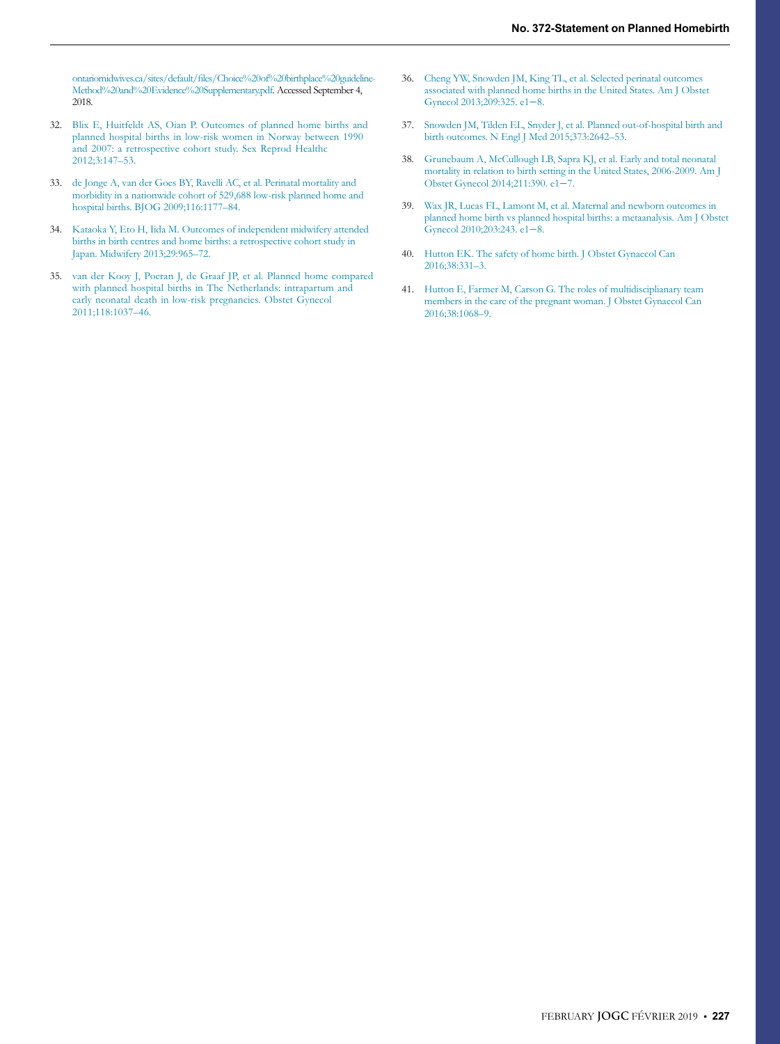ontariomidwives.ca/sites/default/files/Choice%20of%20birthplace%20guideline-Method%20and%20Evidence%20Supplementary.pdf. Accessed September 4, 2018.

32. Blix E, Huitfeldt AS, Oian P. Outcomes of planned home births and planned hospital births in low-risk women in Norway between 1990 and 2007: a retrospective cohort study. Sex Reprod Healthc 2012;3:147–53.

33. de Jonge A, van der Goes BY, Ravelli AC, et al. Perinatal mortality and morbidity in a nationwide cohort of 529,688 low-risk planned home and hospital births. BJOG 2009;116:1177–84.

34. Kataoka Y, Eto H, Iida M. Outcomes of independent midwifery attended births in birth centres and home births: a retrospective cohort study in Japan. Midwifery 2013;29:965–72.

35. van der Kooy J, Poeran J, de Graaf JP, et al. Planned home compared with planned hospital births in The Netherlands: intrapartum and early neonatal death in low-risk pregnancies. Obstet Gynecol 2011;118:1037–46.

36. Cheng YW, Snowden JM, King TL, et al. Selected perinatal outcomes associated with planned home births in the United States. Am J Obstet Gynecol 2013;209:325. e1−8.

37. Snowden JM, Tilden EL, Snyder J, et al. Planned out-of-hospital birth and birth outcomes. N Engl J Med 2015;373:2642–53.

38. Grunebaum A, McCullough LB, Sapra KJ, et al. Early and total neonatal mortality in relation to birth setting in the United States, 2006-2009. Am J Obstet Gynecol 2014;211:390. e1−7.

39. Wax JR, Lucas FL, Lamont M, et al. Maternal and newborn outcomes in planned home birth vs planned hospital births: a metaanalysis. Am J Obstet Gynecol 2010;203:243. e1−8.

40. Hutton EK. The safety of home birth. J Obstet Gynaecol Can 2016;38:331–3.

41. Hutton E, Farmer M, Carson G. The roles of multidisciplianary team members in the care of the pregnant woman. J Obstet Gynaecol Can 2016;38:1068–9.